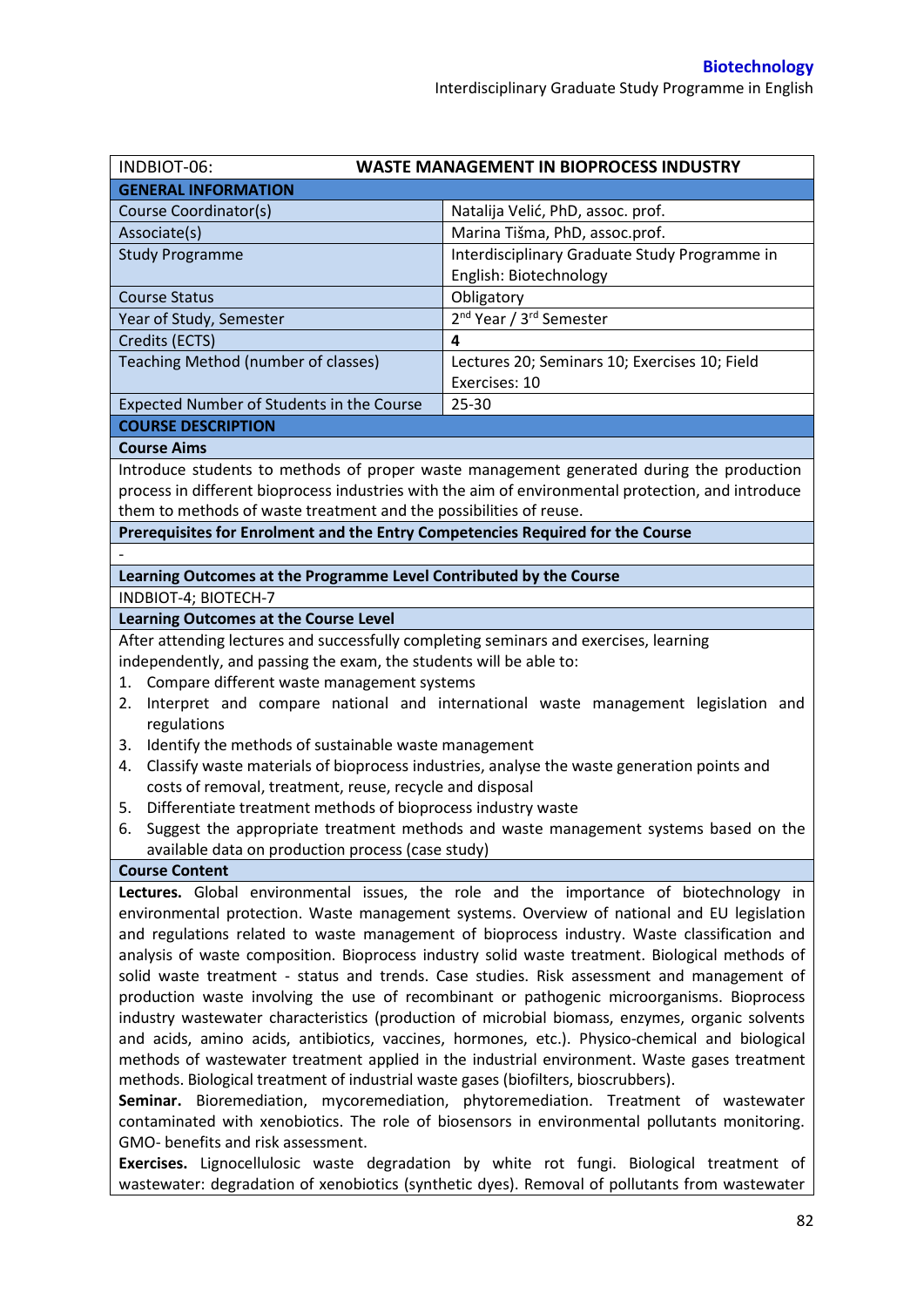| INDBIOT-06: | WASTE MANAGEMENT IN BIOPROCESS INDUSTRY |
|---|---|
| **GENERAL INFORMATION** | |
| Course Coordinator(s) | Natalija Velić, PhD, assoc. prof. |
| Associate(s) | Marina Tišma, PhD, assoc.prof. |
| Study Programme | Interdisciplinary Graduate Study Programme in English: Biotechnology |
| Course Status | Obligatory |
| Year of Study, Semester | 2nd Year / 3rd Semester |
| Credits (ECTS) | **4** |
| Teaching Method (number of classes) | Lectures 20; Seminars 10; Exercises 10; Field Exercises: 10 |
| Expected Number of Students in the Course | 25-30 |
| **COURSE DESCRIPTION** | |
| **Course Aims** | |
| Introduce students to methods of proper waste management generated during the production process in different bioprocess industries with the aim of environmental protection, and introduce them to methods of waste treatment and the possibilities of reuse. | |
| **Prerequisites for Enrolment and the Entry Competencies Required for the Course** | |
| - | |
| **Learning Outcomes at the Programme Level Contributed by the Course** | |
| INDBIOT-4; BIOTECH-7 | |
| **Learning Outcomes at the Course Level** | |
| After attending lectures and successfully completing seminars and exercises, learning independently, and passing the exam, the students will be able to:<br>1. Compare different waste management systems<br>2. Interpret and compare national and international waste management legislation and regulations<br>3. Identify the methods of sustainable waste management<br>4. Classify waste materials of bioprocess industries, analyse the waste generation points and costs of removal, treatment, reuse, recycle and disposal<br>5. Differentiate treatment methods of bioprocess industry waste<br>6. Suggest the appropriate treatment methods and waste management systems based on the available data on production process (case study) | |
| **Course Content** | |
| **Lectures.** Global environmental issues, the role and the importance of biotechnology in environmental protection. Waste management systems. Overview of national and EU legislation and regulations related to waste management of bioprocess industry. Waste classification and analysis of waste composition. Bioprocess industry solid waste treatment. Biological methods of solid waste treatment - status and trends. Case studies. Risk assessment and management of production waste involving the use of recombinant or pathogenic microorganisms. Bioprocess industry wastewater characteristics (production of microbial biomass, enzymes, organic solvents and acids, amino acids, antibiotics, vaccines, hormones, etc.). Physico-chemical and biological methods of wastewater treatment applied in the industrial environment. Waste gases treatment methods. Biological treatment of industrial waste gases (biofilters, bioscrubbers).<br>**Seminar.** Bioremediation, mycoremediation, phytoremediation. Treatment of wastewater contaminated with xenobiotics. The role of biosensors in environmental pollutants monitoring. GMO- benefits and risk assessment.<br>**Exercises.** Lignocellulosic waste degradation by white rot fungi. Biological treatment of wastewater: degradation of xenobiotics (synthetic dyes). Removal of pollutants from wastewater | |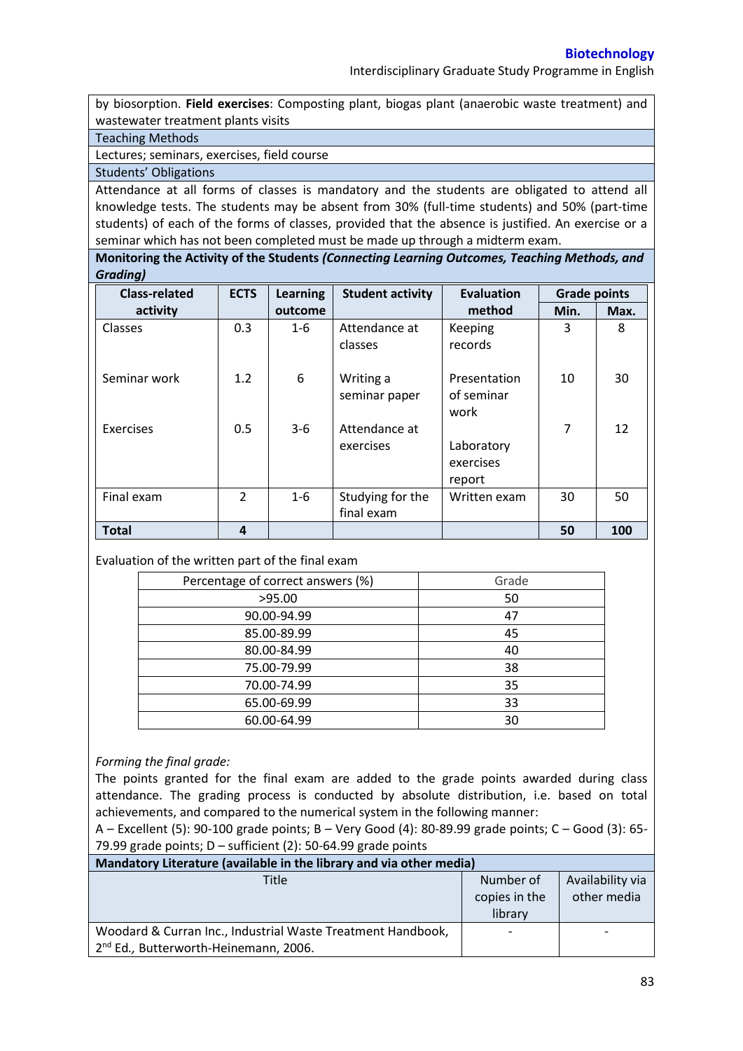by biosorption. **Field exercises**: Composting plant, biogas plant (anaerobic waste treatment) and wastewater treatment plants visits

**Teaching Methods**

Lectures; seminars, exercises, field course

**Students' Obligations**

Attendance at all forms of classes is mandatory and the students are obligated to attend all knowledge tests. The students may be absent from 30% (full-time students) and 50% (part-time students) of each of the forms of classes, provided that the absence is justified. An exercise or a seminar which has not been completed must be made up through a midterm exam.

**Monitoring the Activity of the Students *(Connecting Learning Outcomes, Teaching Methods, and Grading)***

| Class-related activity | ECTS | Learning outcome | Student activity | Evaluation method | Grade points | |
|---|---|---|---|---|---|---|
| | | | | | **Min.** | **Max.** |
| Classes | 0.3 | 1-6 | Attendance at classes | Keeping records | 3 | 8 |
| Seminar work | 1.2 | 6 | Writing a seminar paper | Presentation of seminar work | 10 | 30 |
| Exercises | 0.5 | 3-6 | Attendance at exercises | Laboratory exercises report | 7 | 12 |
| Final exam | 2 | 1-6 | Studying for the final exam | Written exam | 30 | 50 |
| **Total** | **4** | | | | **50** | **100** |

Evaluation of the written part of the final exam

| Percentage of correct answers (%) | Grade |
|---|---|
| >95.00 | 50 |
| 90.00-94.99 | 47 |
| 85.00-89.99 | 45 |
| 80.00-84.99 | 40 |
| 75.00-79.99 | 38 |
| 70.00-74.99 | 35 |
| 65.00-69.99 | 33 |
| 60.00-64.99 | 30 |

*Forming the final grade:*

The points granted for the final exam are added to the grade points awarded during class attendance. The grading process is conducted by absolute distribution, i.e. based on total achievements, and compared to the numerical system in the following manner:

A – Excellent (5): 90-100 grade points; B – Very Good (4): 80-89.99 grade points; C – Good (3): 65-79.99 grade points; D – sufficient (2): 50-64.99 grade points

**Mandatory Literature (available in the library and via other media)**

| Title | Number of copies in the library | Availability via other media |
|---|---|---|
| Woodard & Curran Inc., Industrial Waste Treatment Handbook, 2nd Ed., Butterworth-Heinemann, 2006. | - | - |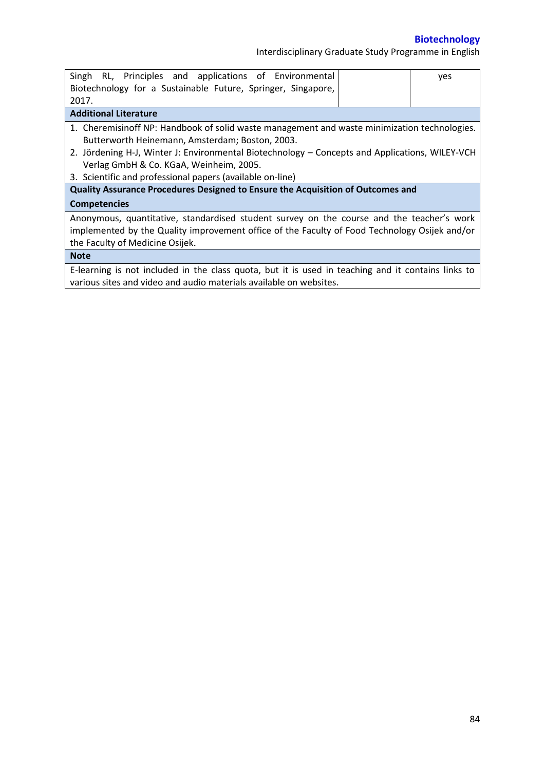| | | |
|---|---|---|
| Singh RL, Principles and applications of Environmental Biotechnology for a Sustainable Future, Springer, Singapore, 2017. | | yes |

**Additional Literature**

1. Cheremisinoff NP: Handbook of solid waste management and waste minimization technologies. Butterworth Heinemann, Amsterdam; Boston, 2003.
2. Jördening H-J, Winter J: Environmental Biotechnology – Concepts and Applications, WILEY-VCH Verlag GmbH & Co. KGaA, Weinheim, 2005.
3. Scientific and professional papers (available on-line)

**Quality Assurance Procedures Designed to Ensure the Acquisition of Outcomes and Competencies**

Anonymous, quantitative, standardised student survey on the course and the teacher's work implemented by the Quality improvement office of the Faculty of Food Technology Osijek and/or the Faculty of Medicine Osijek.

**Note**

E-learning is not included in the class quota, but it is used in teaching and it contains links to various sites and video and audio materials available on websites.